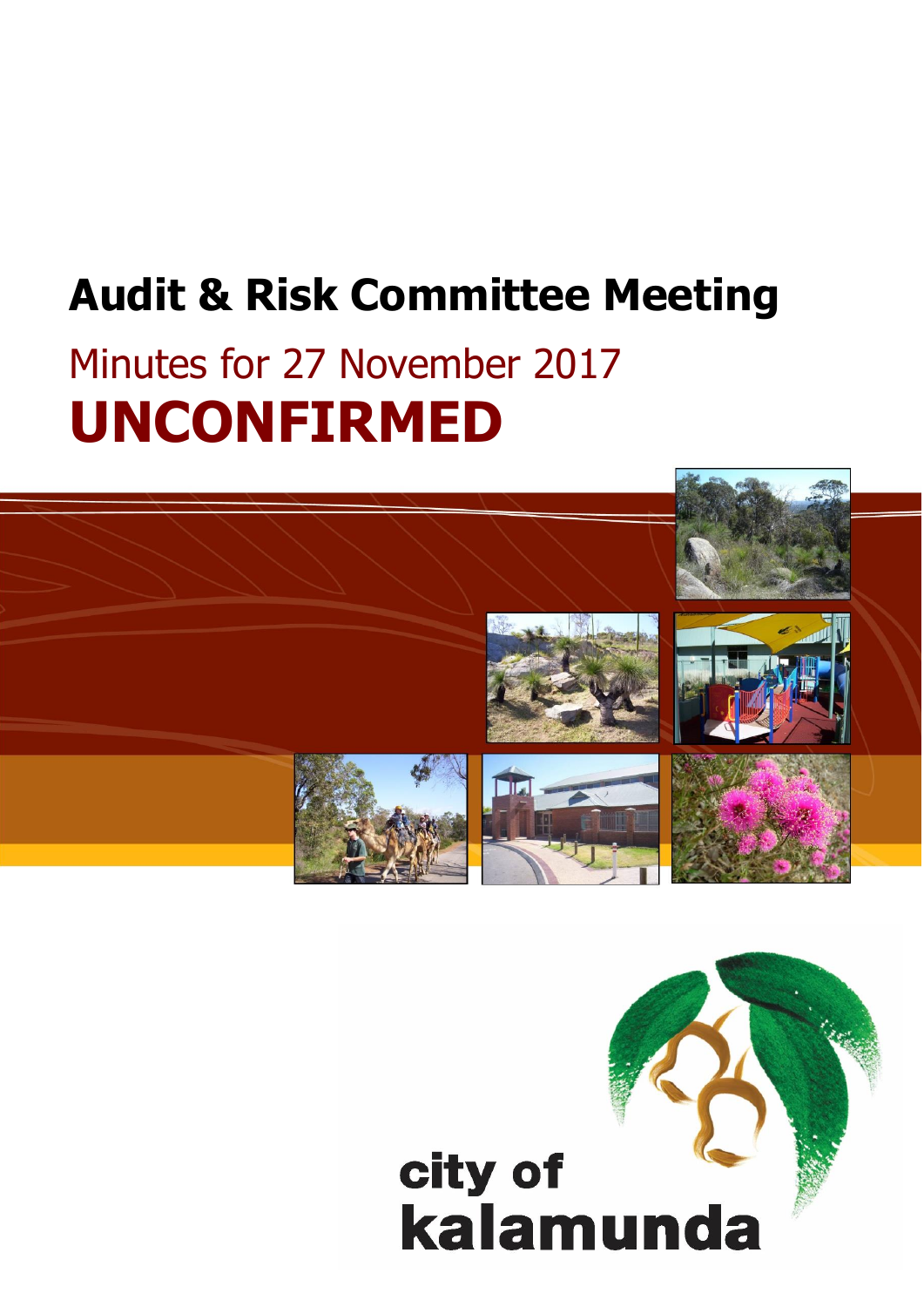# Audit & Risk Committee Meeting

Minutes for 27 November 2017

**UNCONFIRMED**

city of kalamunda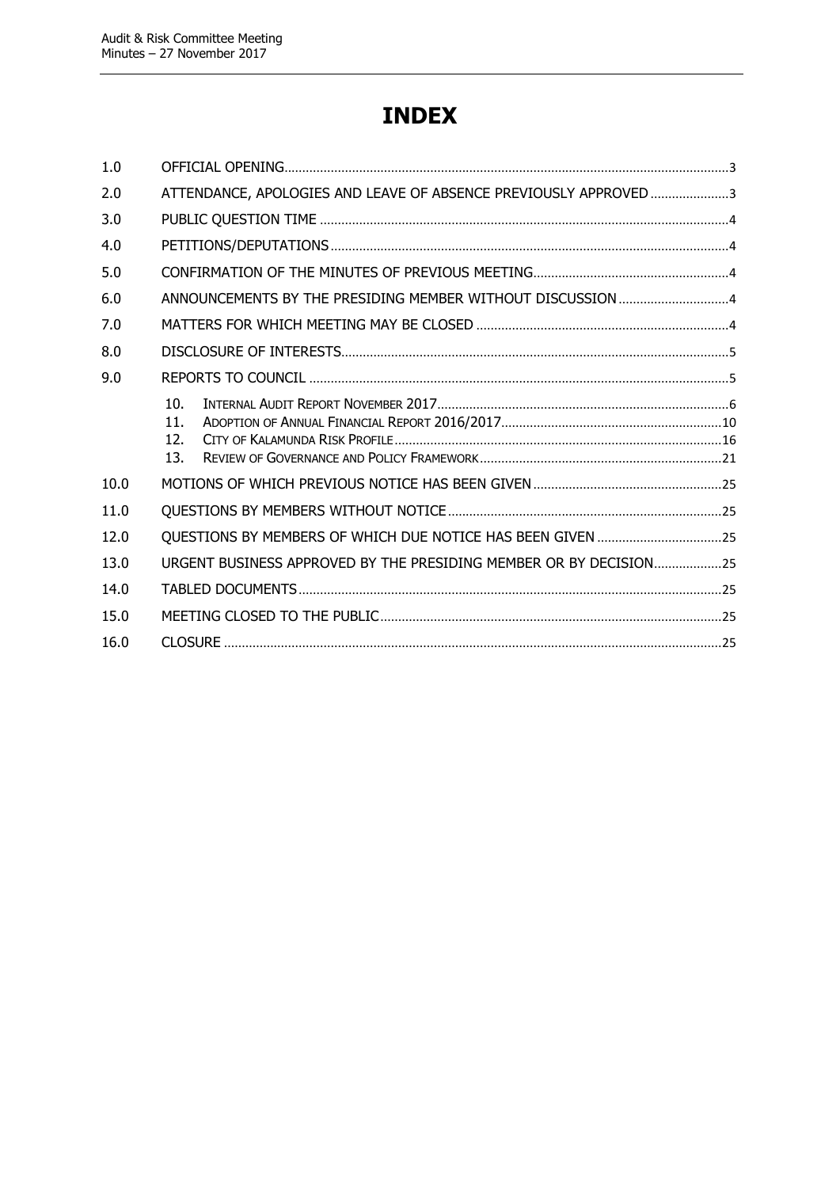# INDEX

| | | |
|---|---|---|
| 1.0 | OFFICIAL OPENING | 3 |
| 2.0 | ATTENDANCE, APOLOGIES AND LEAVE OF ABSENCE PREVIOUSLY APPROVED | 3 |
| 3.0 | PUBLIC QUESTION TIME | 4 |
| 4.0 | PETITIONS/DEPUTATIONS | 4 |
| 5.0 | CONFIRMATION OF THE MINUTES OF PREVIOUS MEETING | 4 |
| 6.0 | ANNOUNCEMENTS BY THE PRESIDING MEMBER WITHOUT DISCUSSION | 4 |
| 7.0 | MATTERS FOR WHICH MEETING MAY BE CLOSED | 4 |
| 8.0 | DISCLOSURE OF INTERESTS | 5 |
| 9.0 | REPORTS TO COUNCIL | 5 |
| | 10. INTERNAL AUDIT REPORT NOVEMBER 2017 | 6 |
| | 11. ADOPTION OF ANNUAL FINANCIAL REPORT 2016/2017 | 10 |
| | 12. CITY OF KALAMUNDA RISK PROFILE | 16 |
| | 13. REVIEW OF GOVERNANCE AND POLICY FRAMEWORK | 21 |
| 10.0 | MOTIONS OF WHICH PREVIOUS NOTICE HAS BEEN GIVEN | 25 |
| 11.0 | QUESTIONS BY MEMBERS WITHOUT NOTICE | 25 |
| 12.0 | QUESTIONS BY MEMBERS OF WHICH DUE NOTICE HAS BEEN GIVEN | 25 |
| 13.0 | URGENT BUSINESS APPROVED BY THE PRESIDING MEMBER OR BY DECISION | 25 |
| 14.0 | TABLED DOCUMENTS | 25 |
| 15.0 | MEETING CLOSED TO THE PUBLIC | 25 |
| 16.0 | CLOSURE | 25 |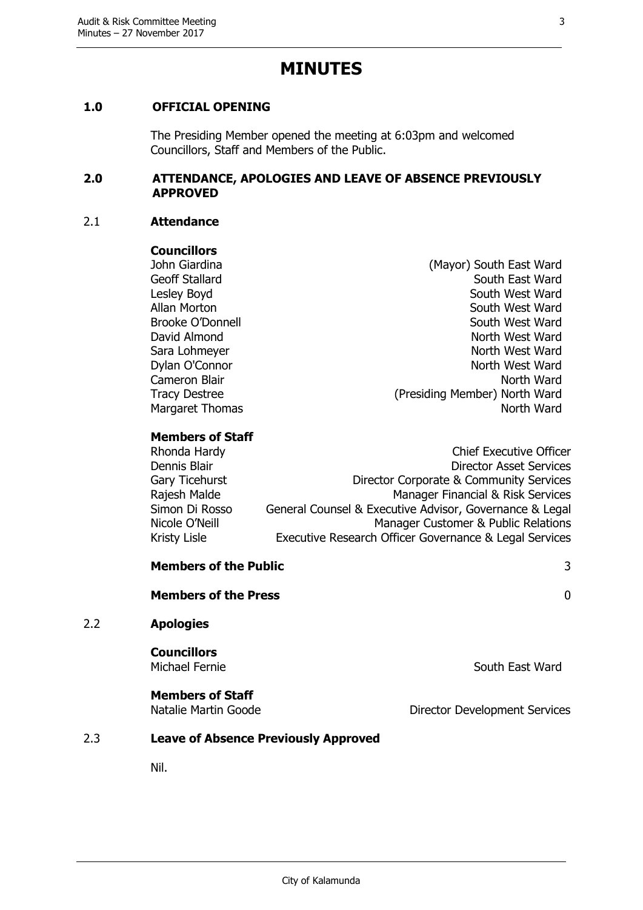# MINUTES

## 1.0 OFFICIAL OPENING

The Presiding Member opened the meeting at 6:03pm and welcomed Councillors, Staff and Members of the Public.

## 2.0 ATTENDANCE, APOLOGIES AND LEAVE OF ABSENCE PREVIOUSLY APPROVED

### 2.1 Attendance

**Councillors**

| | |
|---|---|
| John Giardina | (Mayor) South East Ward |
| Geoff Stallard | South East Ward |
| Lesley Boyd | South West Ward |
| Allan Morton | South West Ward |
| Brooke O'Donnell | South West Ward |
| David Almond | North West Ward |
| Sara Lohmeyer | North West Ward |
| Dylan O'Connor | North West Ward |
| Cameron Blair | North Ward |
| Tracy Destree | (Presiding Member) North Ward |
| Margaret Thomas | North Ward |

**Members of Staff**

| | |
|---|---|
| Rhonda Hardy | Chief Executive Officer |
| Dennis Blair | Director Asset Services |
| Gary Ticehurst | Director Corporate & Community Services |
| Rajesh Malde | Manager Financial & Risk Services |
| Simon Di Rosso | General Counsel & Executive Advisor, Governance & Legal |
| Nicole O'Neill | Manager Customer & Public Relations |
| Kristy Lisle | Executive Research Officer Governance & Legal Services |

**Members of the Public** 3

**Members of the Press** 0

### 2.2 Apologies

**Councillors**

Michael Fernie — South East Ward

**Members of Staff**

Natalie Martin Goode — Director Development Services

### 2.3 Leave of Absence Previously Approved

Nil.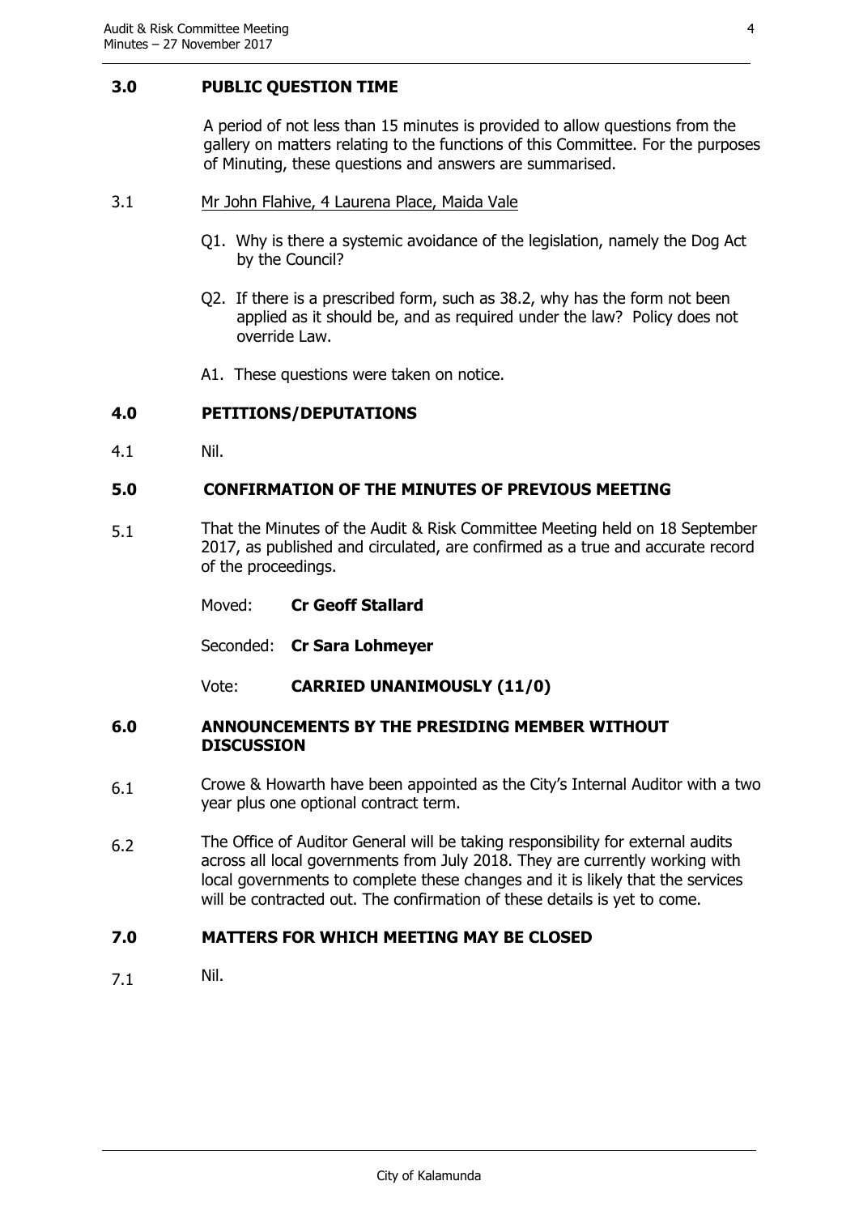## 3.0 PUBLIC QUESTION TIME

A period of not less than 15 minutes is provided to allow questions from the gallery on matters relating to the functions of this Committee. For the purposes of Minuting, these questions and answers are summarised.

3.1 Mr John Flahive, 4 Laurena Place, Maida Vale

Q1. Why is there a systemic avoidance of the legislation, namely the Dog Act by the Council?

Q2. If there is a prescribed form, such as 38.2, why has the form not been applied as it should be, and as required under the law? Policy does not override Law.

A1. These questions were taken on notice.

## 4.0 PETITIONS/DEPUTATIONS

4.1 Nil.

## 5.0 CONFIRMATION OF THE MINUTES OF PREVIOUS MEETING

5.1 That the Minutes of the Audit & Risk Committee Meeting held on 18 September 2017, as published and circulated, are confirmed as a true and accurate record of the proceedings.

Moved: **Cr Geoff Stallard**

Seconded: **Cr Sara Lohmeyer**

Vote: **CARRIED UNANIMOUSLY (11/0)**

## 6.0 ANNOUNCEMENTS BY THE PRESIDING MEMBER WITHOUT DISCUSSION

6.1 Crowe & Howarth have been appointed as the City's Internal Auditor with a two year plus one optional contract term.

6.2 The Office of Auditor General will be taking responsibility for external audits across all local governments from July 2018. They are currently working with local governments to complete these changes and it is likely that the services will be contracted out. The confirmation of these details is yet to come.

## 7.0 MATTERS FOR WHICH MEETING MAY BE CLOSED

7.1 Nil.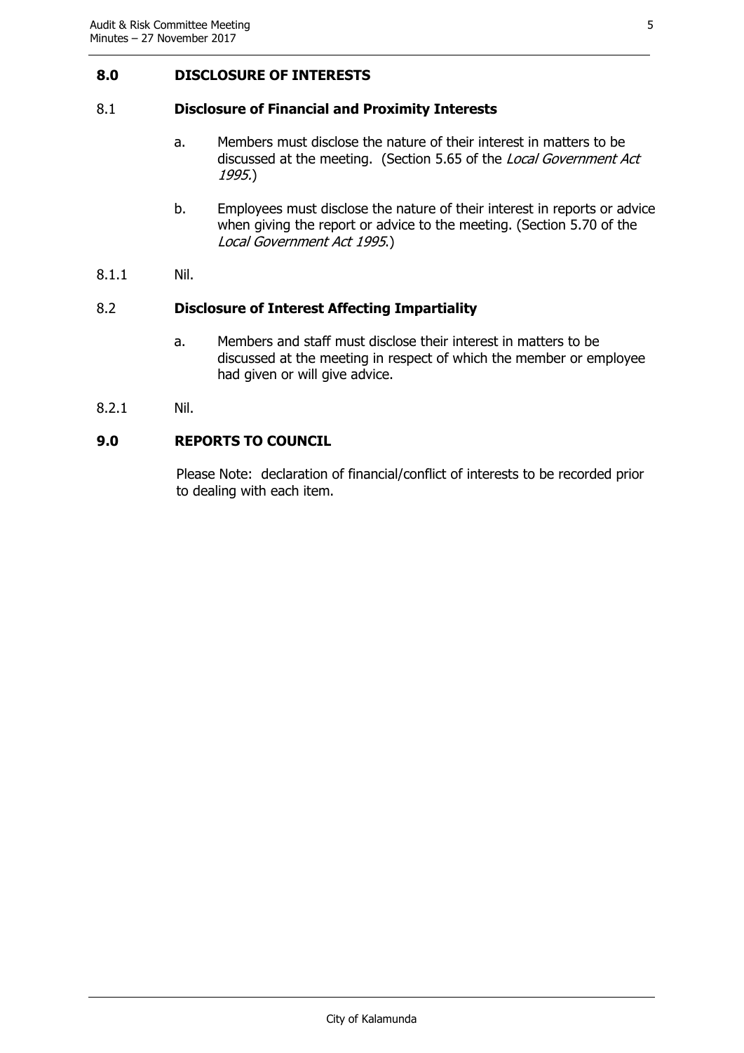## 8.0 DISCLOSURE OF INTERESTS

### 8.1 Disclosure of Financial and Proximity Interests

a. Members must disclose the nature of their interest in matters to be discussed at the meeting. (Section 5.65 of the *Local Government Act 1995*.)

b. Employees must disclose the nature of their interest in reports or advice when giving the report or advice to the meeting. (Section 5.70 of the *Local Government Act 1995*.)

8.1.1 Nil.

### 8.2 Disclosure of Interest Affecting Impartiality

a. Members and staff must disclose their interest in matters to be discussed at the meeting in respect of which the member or employee had given or will give advice.

8.2.1 Nil.

## 9.0 REPORTS TO COUNCIL

Please Note: declaration of financial/conflict of interests to be recorded prior to dealing with each item.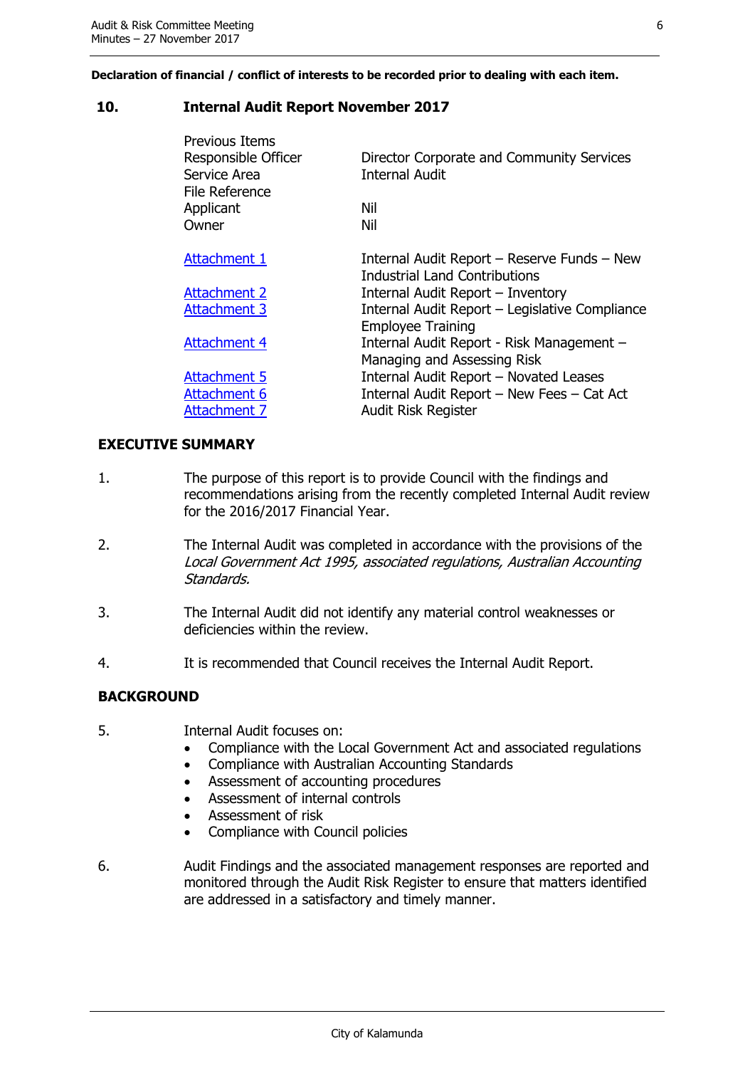**Declaration of financial / conflict of interests to be recorded prior to dealing with each item.**

## 10. Internal Audit Report November 2017

| | |
|---|---|
| Previous Items | |
| Responsible Officer | Director Corporate and Community Services |
| Service Area | Internal Audit |
| File Reference | |
| Applicant | Nil |
| Owner | Nil |
| | |
| Attachment 1 | Internal Audit Report – Reserve Funds – New Industrial Land Contributions |
| Attachment 2 | Internal Audit Report – Inventory |
| Attachment 3 | Internal Audit Report – Legislative Compliance Employee Training |
| Attachment 4 | Internal Audit Report - Risk Management – Managing and Assessing Risk |
| Attachment 5 | Internal Audit Report – Novated Leases |
| Attachment 6 | Internal Audit Report – New Fees – Cat Act |
| Attachment 7 | Audit Risk Register |

### EXECUTIVE SUMMARY

1. The purpose of this report is to provide Council with the findings and recommendations arising from the recently completed Internal Audit review for the 2016/2017 Financial Year.

2. The Internal Audit was completed in accordance with the provisions of the *Local Government Act 1995, associated regulations, Australian Accounting Standards.*

3. The Internal Audit did not identify any material control weaknesses or deficiencies within the review.

4. It is recommended that Council receives the Internal Audit Report.

### BACKGROUND

5. Internal Audit focuses on:
   - Compliance with the Local Government Act and associated regulations
   - Compliance with Australian Accounting Standards
   - Assessment of accounting procedures
   - Assessment of internal controls
   - Assessment of risk
   - Compliance with Council policies

6. Audit Findings and the associated management responses are reported and monitored through the Audit Risk Register to ensure that matters identified are addressed in a satisfactory and timely manner.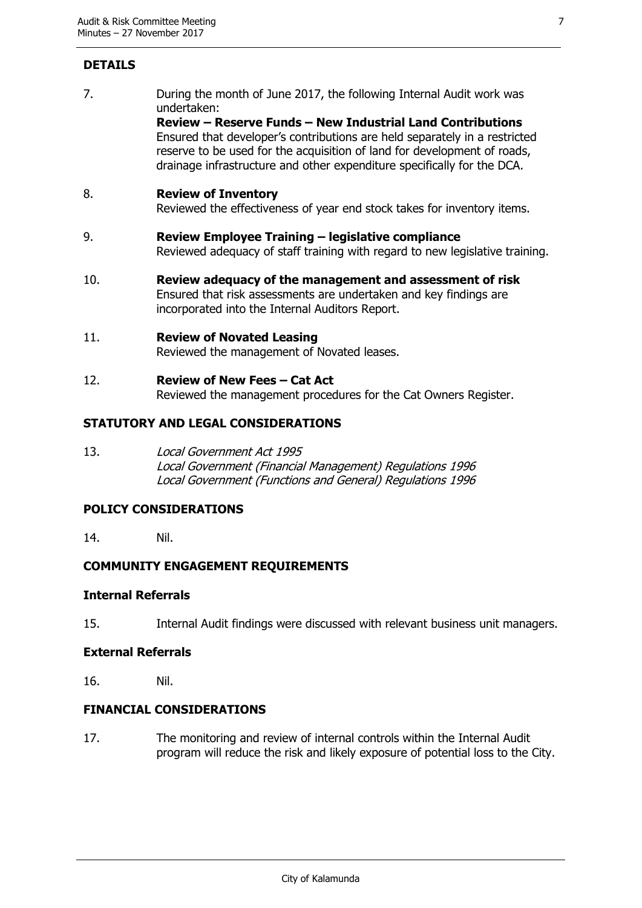## DETAILS

7. During the month of June 2017, the following Internal Audit work was undertaken:
   **Review – Reserve Funds – New Industrial Land Contributions**
   Ensured that developer's contributions are held separately in a restricted reserve to be used for the acquisition of land for development of roads, drainage infrastructure and other expenditure specifically for the DCA.

8. **Review of Inventory**
   Reviewed the effectiveness of year end stock takes for inventory items.

9. **Review Employee Training – legislative compliance**
   Reviewed adequacy of staff training with regard to new legislative training.

10. **Review adequacy of the management and assessment of risk**
    Ensured that risk assessments are undertaken and key findings are incorporated into the Internal Auditors Report.

11. **Review of Novated Leasing**
    Reviewed the management of Novated leases.

12. **Review of New Fees – Cat Act**
    Reviewed the management procedures for the Cat Owners Register.

## STATUTORY AND LEGAL CONSIDERATIONS

13. *Local Government Act 1995*
    *Local Government (Financial Management) Regulations 1996*
    *Local Government (Functions and General) Regulations 1996*

## POLICY CONSIDERATIONS

14. Nil.

## COMMUNITY ENGAGEMENT REQUIREMENTS

### Internal Referrals

15. Internal Audit findings were discussed with relevant business unit managers.

### External Referrals

16. Nil.

## FINANCIAL CONSIDERATIONS

17. The monitoring and review of internal controls within the Internal Audit program will reduce the risk and likely exposure of potential loss to the City.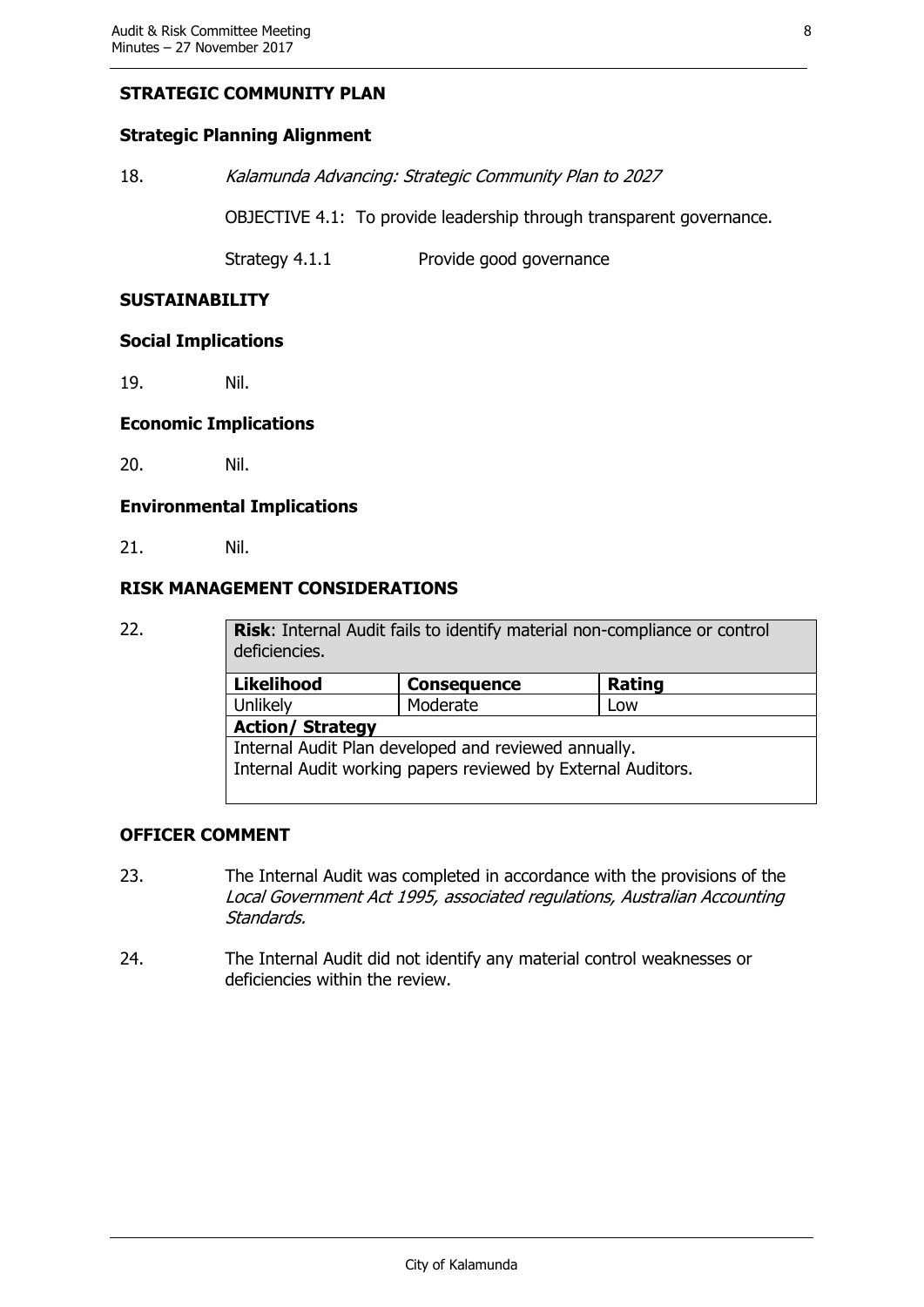**STRATEGIC COMMUNITY PLAN**

**Strategic Planning Alignment**

18. *Kalamunda Advancing: Strategic Community Plan to 2027*

    OBJECTIVE 4.1: To provide leadership through transparent governance.

    Strategy 4.1.1 Provide good governance

**SUSTAINABILITY**

**Social Implications**

19. Nil.

**Economic Implications**

20. Nil.

**Environmental Implications**

21. Nil.

**RISK MANAGEMENT CONSIDERATIONS**

22.

| **Risk**: Internal Audit fails to identify material non-compliance or control deficiencies. | | |
|---|---|---|
| **Likelihood** | **Consequence** | **Rating** |
| Unlikely | Moderate | Low |
| **Action/ Strategy** | | |
| Internal Audit Plan developed and reviewed annually.<br>Internal Audit working papers reviewed by External Auditors. | | |

**OFFICER COMMENT**

23. The Internal Audit was completed in accordance with the provisions of the *Local Government Act 1995, associated regulations, Australian Accounting Standards.*

24. The Internal Audit did not identify any material control weaknesses or deficiencies within the review.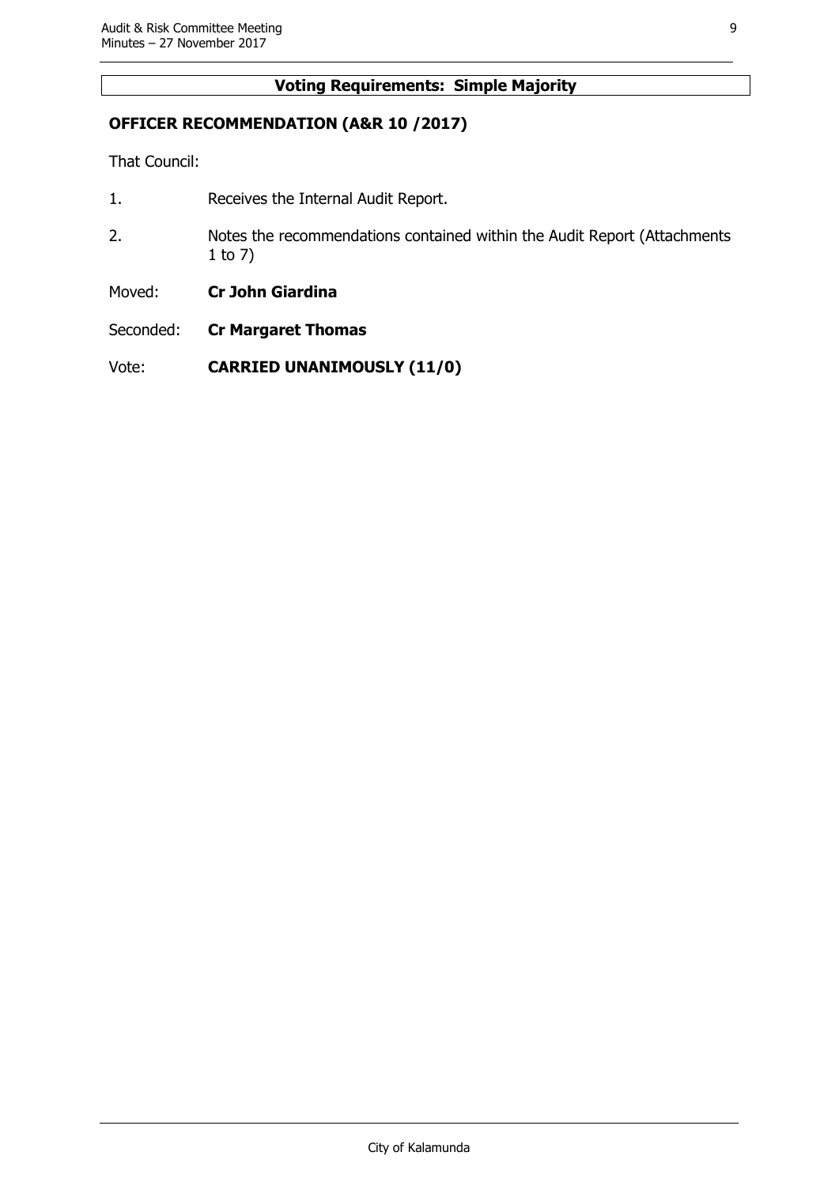**Voting Requirements: Simple Majority**

**OFFICER RECOMMENDATION (A&R 10 /2017)**

That Council:

1. Receives the Internal Audit Report.
2. Notes the recommendations contained within the Audit Report (Attachments 1 to 7)

Moved: **Cr John Giardina**

Seconded: **Cr Margaret Thomas**

Vote: **CARRIED UNANIMOUSLY (11/0)**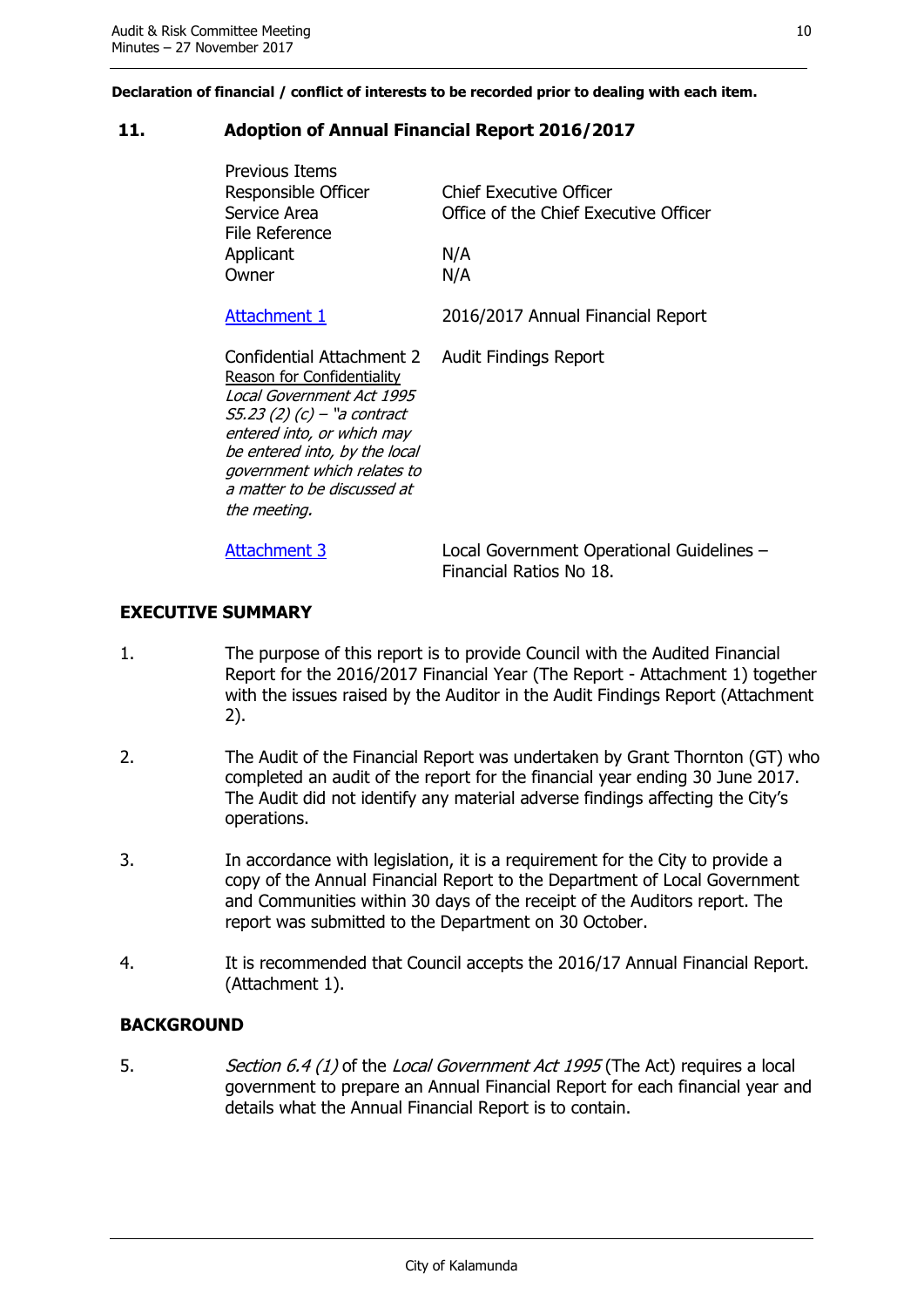**Declaration of financial / conflict of interests to be recorded prior to dealing with each item.**

## 11. Adoption of Annual Financial Report 2016/2017

| | |
|---|---|
| Previous Items | |
| Responsible Officer | Chief Executive Officer |
| Service Area | Office of the Chief Executive Officer |
| File Reference | |
| Applicant | N/A |
| Owner | N/A |
| Attachment 1 | 2016/2017 Annual Financial Report |
| Confidential Attachment 2<br>Reason for Confidentiality<br>*Local Government Act 1995 S5.23 (2) (c) – "a contract entered into, or which may be entered into, by the local government which relates to a matter to be discussed at the meeting.* | Audit Findings Report |
| Attachment 3 | Local Government Operational Guidelines – Financial Ratios No 18. |

### EXECUTIVE SUMMARY

1. The purpose of this report is to provide Council with the Audited Financial Report for the 2016/2017 Financial Year (The Report - Attachment 1) together with the issues raised by the Auditor in the Audit Findings Report (Attachment 2).

2. The Audit of the Financial Report was undertaken by Grant Thornton (GT) who completed an audit of the report for the financial year ending 30 June 2017. The Audit did not identify any material adverse findings affecting the City's operations.

3. In accordance with legislation, it is a requirement for the City to provide a copy of the Annual Financial Report to the Department of Local Government and Communities within 30 days of the receipt of the Auditors report. The report was submitted to the Department on 30 October.

4. It is recommended that Council accepts the 2016/17 Annual Financial Report. (Attachment 1).

### BACKGROUND

5. *Section 6.4 (1)* of the *Local Government Act 1995* (The Act) requires a local government to prepare an Annual Financial Report for each financial year and details what the Annual Financial Report is to contain.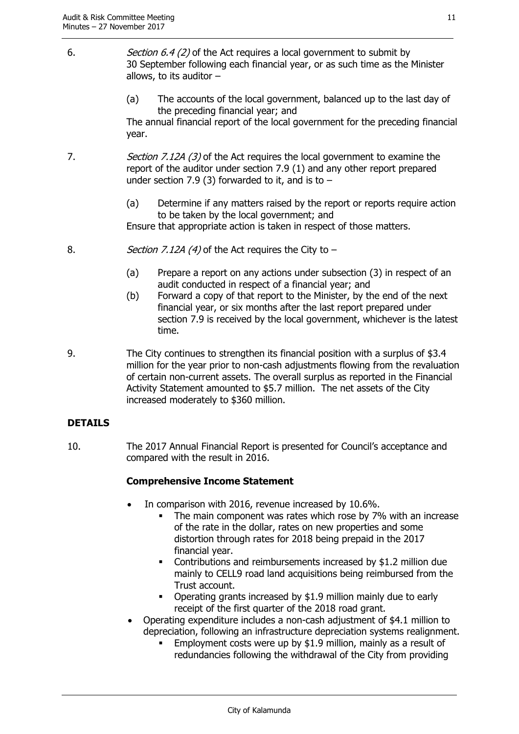6. *Section 6.4 (2)* of the Act requires a local government to submit by 30 September following each financial year, or as such time as the Minister allows, to its auditor –

   (a) The accounts of the local government, balanced up to the last day of the preceding financial year; and

   The annual financial report of the local government for the preceding financial year.

7. *Section 7.12A (3)* of the Act requires the local government to examine the report of the auditor under section 7.9 (1) and any other report prepared under section 7.9 (3) forwarded to it, and is to –

   (a) Determine if any matters raised by the report or reports require action to be taken by the local government; and

   Ensure that appropriate action is taken in respect of those matters.

8. *Section 7.12A (4)* of the Act requires the City to –

   (a) Prepare a report on any actions under subsection (3) in respect of an audit conducted in respect of a financial year; and
   (b) Forward a copy of that report to the Minister, by the end of the next financial year, or six months after the last report prepared under section 7.9 is received by the local government, whichever is the latest time.

9. The City continues to strengthen its financial position with a surplus of $3.4 million for the year prior to non-cash adjustments flowing from the revaluation of certain non-current assets. The overall surplus as reported in the Financial Activity Statement amounted to $5.7 million. The net assets of the City increased moderately to $360 million.

## DETAILS

10. The 2017 Annual Financial Report is presented for Council's acceptance and compared with the result in 2016.

### Comprehensive Income Statement

- In comparison with 2016, revenue increased by 10.6%.
  - The main component was rates which rose by 7% with an increase of the rate in the dollar, rates on new properties and some distortion through rates for 2018 being prepaid in the 2017 financial year.
  - Contributions and reimbursements increased by $1.2 million due mainly to CELL9 road land acquisitions being reimbursed from the Trust account.
  - Operating grants increased by $1.9 million mainly due to early receipt of the first quarter of the 2018 road grant.
- Operating expenditure includes a non-cash adjustment of $4.1 million to depreciation, following an infrastructure depreciation systems realignment.
  - Employment costs were up by $1.9 million, mainly as a result of redundancies following the withdrawal of the City from providing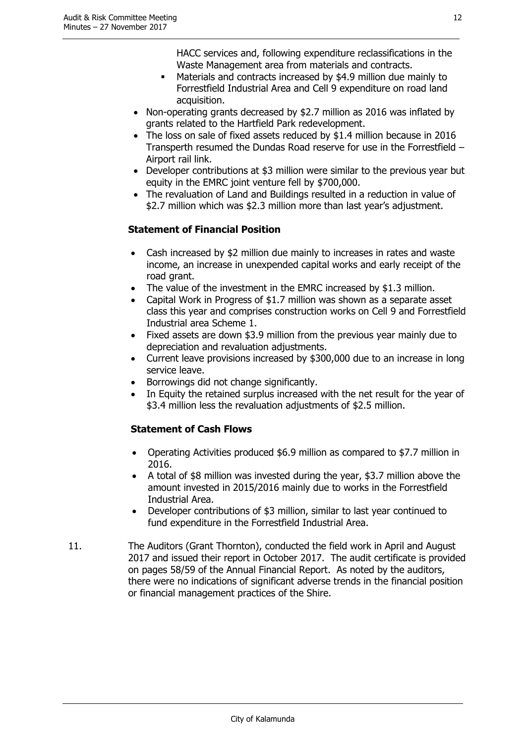HACC services and, following expenditure reclassifications in the Waste Management area from materials and contracts.

  - Materials and contracts increased by $4.9 million due mainly to Forrestfield Industrial Area and Cell 9 expenditure on road land acquisition.

- Non-operating grants decreased by $2.7 million as 2016 was inflated by grants related to the Hartfield Park redevelopment.
- The loss on sale of fixed assets reduced by $1.4 million because in 2016 Transperth resumed the Dundas Road reserve for use in the Forrestfield – Airport rail link.
- Developer contributions at $3 million were similar to the previous year but equity in the EMRC joint venture fell by $700,000.
- The revaluation of Land and Buildings resulted in a reduction in value of $2.7 million which was $2.3 million more than last year's adjustment.

**Statement of Financial Position**

- Cash increased by $2 million due mainly to increases in rates and waste income, an increase in unexpended capital works and early receipt of the road grant.
- The value of the investment in the EMRC increased by $1.3 million.
- Capital Work in Progress of $1.7 million was shown as a separate asset class this year and comprises construction works on Cell 9 and Forrestfield Industrial area Scheme 1.
- Fixed assets are down $3.9 million from the previous year mainly due to depreciation and revaluation adjustments.
- Current leave provisions increased by $300,000 due to an increase in long service leave.
- Borrowings did not change significantly.
- In Equity the retained surplus increased with the net result for the year of $3.4 million less the revaluation adjustments of $2.5 million.

**Statement of Cash Flows**

- Operating Activities produced $6.9 million as compared to $7.7 million in 2016.
- A total of $8 million was invested during the year, $3.7 million above the amount invested in 2015/2016 mainly due to works in the Forrestfield Industrial Area.
- Developer contributions of $3 million, similar to last year continued to fund expenditure in the Forrestfield Industrial Area.

11. The Auditors (Grant Thornton), conducted the field work in April and August 2017 and issued their report in October 2017. The audit certificate is provided on pages 58/59 of the Annual Financial Report. As noted by the auditors, there were no indications of significant adverse trends in the financial position or financial management practices of the Shire.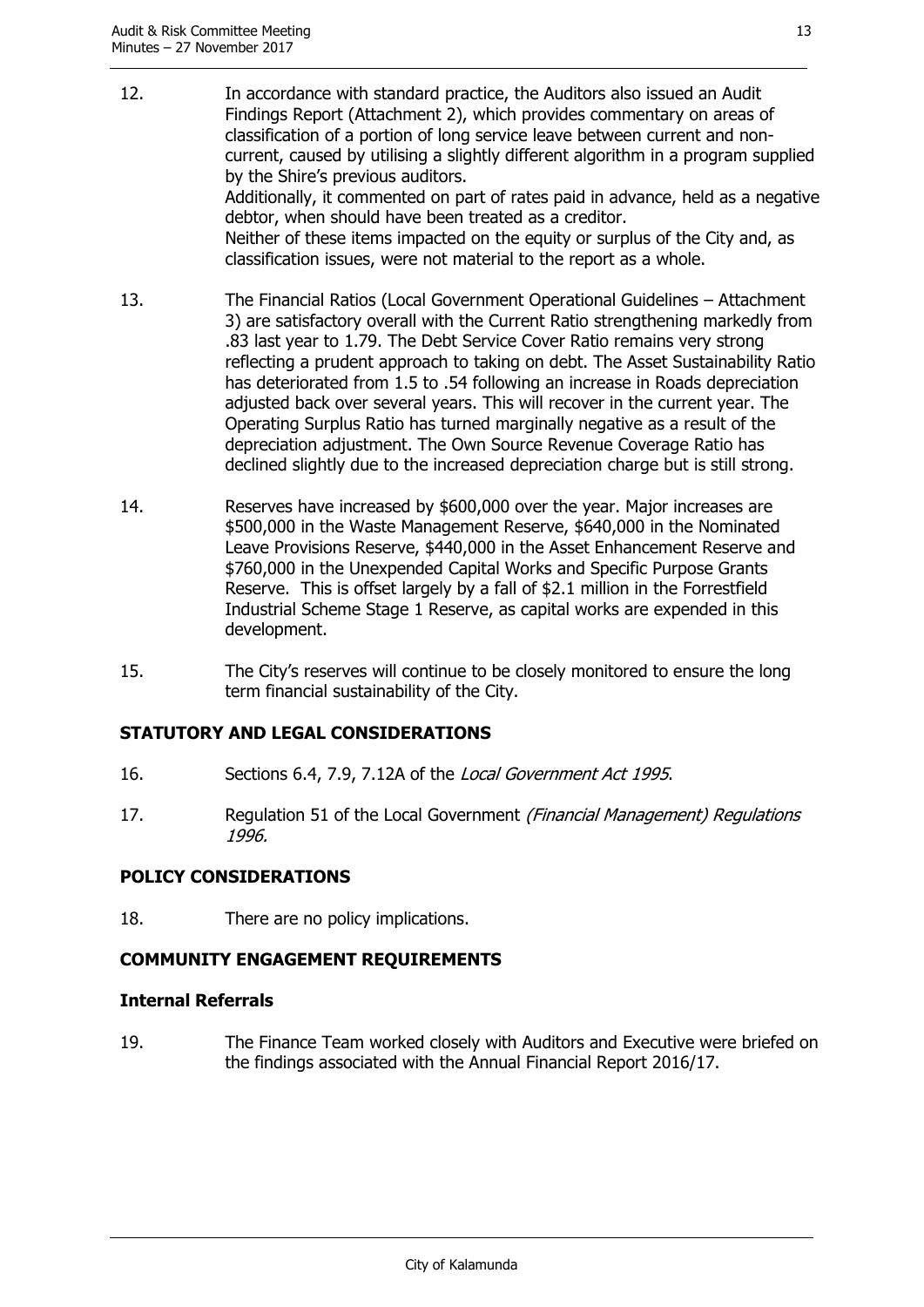12. In accordance with standard practice, the Auditors also issued an Audit Findings Report (Attachment 2), which provides commentary on areas of classification of a portion of long service leave between current and non-current, caused by utilising a slightly different algorithm in a program supplied by the Shire's previous auditors.
    Additionally, it commented on part of rates paid in advance, held as a negative debtor, when should have been treated as a creditor.
    Neither of these items impacted on the equity or surplus of the City and, as classification issues, were not material to the report as a whole.

13. The Financial Ratios (Local Government Operational Guidelines – Attachment 3) are satisfactory overall with the Current Ratio strengthening markedly from .83 last year to 1.79. The Debt Service Cover Ratio remains very strong reflecting a prudent approach to taking on debt. The Asset Sustainability Ratio has deteriorated from 1.5 to .54 following an increase in Roads depreciation adjusted back over several years. This will recover in the current year. The Operating Surplus Ratio has turned marginally negative as a result of the depreciation adjustment. The Own Source Revenue Coverage Ratio has declined slightly due to the increased depreciation charge but is still strong.

14. Reserves have increased by $600,000 over the year. Major increases are $500,000 in the Waste Management Reserve, $640,000 in the Nominated Leave Provisions Reserve, $440,000 in the Asset Enhancement Reserve and $760,000 in the Unexpended Capital Works and Specific Purpose Grants Reserve. This is offset largely by a fall of $2.1 million in the Forrestfield Industrial Scheme Stage 1 Reserve, as capital works are expended in this development.

15. The City's reserves will continue to be closely monitored to ensure the long term financial sustainability of the City.

## STATUTORY AND LEGAL CONSIDERATIONS

16. Sections 6.4, 7.9, 7.12A of the *Local Government Act 1995*.

17. Regulation 51 of the Local Government *(Financial Management) Regulations 1996.*

## POLICY CONSIDERATIONS

18. There are no policy implications.

## COMMUNITY ENGAGEMENT REQUIREMENTS

### Internal Referrals

19. The Finance Team worked closely with Auditors and Executive were briefed on the findings associated with the Annual Financial Report 2016/17.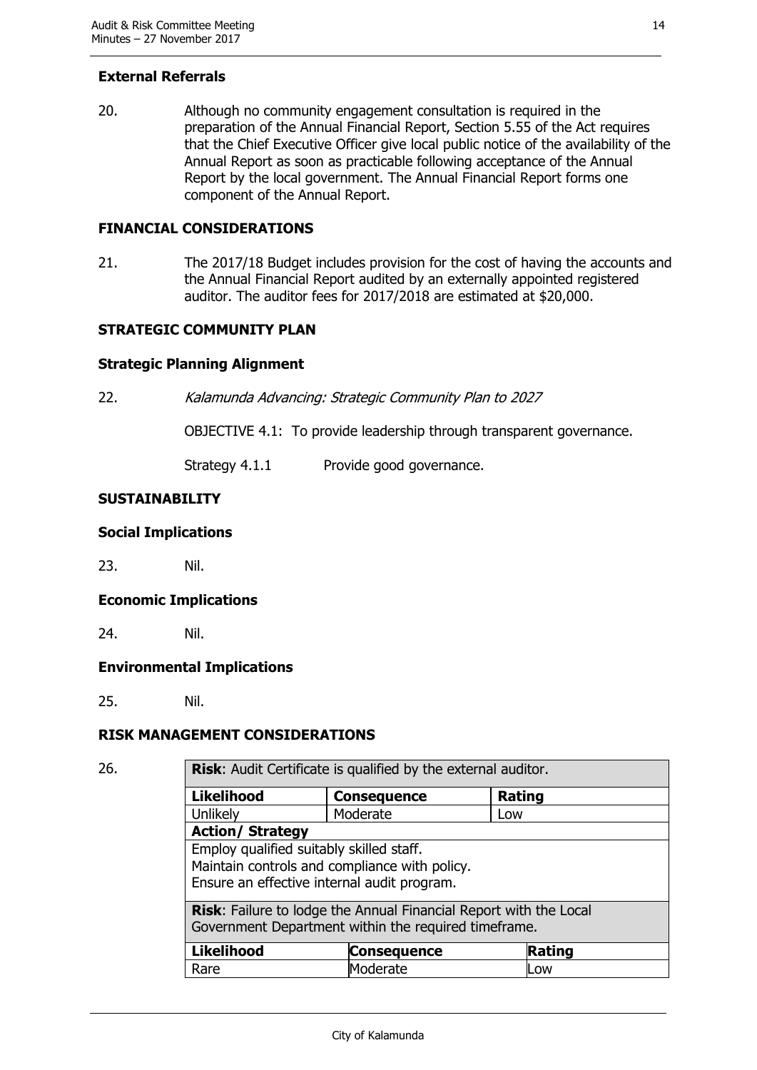### External Referrals

20. Although no community engagement consultation is required in the preparation of the Annual Financial Report, Section 5.55 of the Act requires that the Chief Executive Officer give local public notice of the availability of the Annual Report as soon as practicable following acceptance of the Annual Report by the local government. The Annual Financial Report forms one component of the Annual Report.

## FINANCIAL CONSIDERATIONS

21. The 2017/18 Budget includes provision for the cost of having the accounts and the Annual Financial Report audited by an externally appointed registered auditor. The auditor fees for 2017/2018 are estimated at $20,000.

## STRATEGIC COMMUNITY PLAN

### Strategic Planning Alignment

22. *Kalamunda Advancing: Strategic Community Plan to 2027*

    OBJECTIVE 4.1: To provide leadership through transparent governance.

    Strategy 4.1.1 Provide good governance.

## SUSTAINABILITY

### Social Implications

23. Nil.

### Economic Implications

24. Nil.

### Environmental Implications

25. Nil.

## RISK MANAGEMENT CONSIDERATIONS

26.

| **Risk**: Audit Certificate is qualified by the external auditor. | | |
|---|---|---|
| **Likelihood** | **Consequence** | **Rating** |
| Unlikely | Moderate | Low |
| **Action/ Strategy** | | |
| Employ qualified suitably skilled staff.<br>Maintain controls and compliance with policy.<br>Ensure an effective internal audit program. | | |

| **Risk**: Failure to lodge the Annual Financial Report with the Local Government Department within the required timeframe. | | |
|---|---|---|
| **Likelihood** | **Consequence** | **Rating** |
| Rare | Moderate | Low |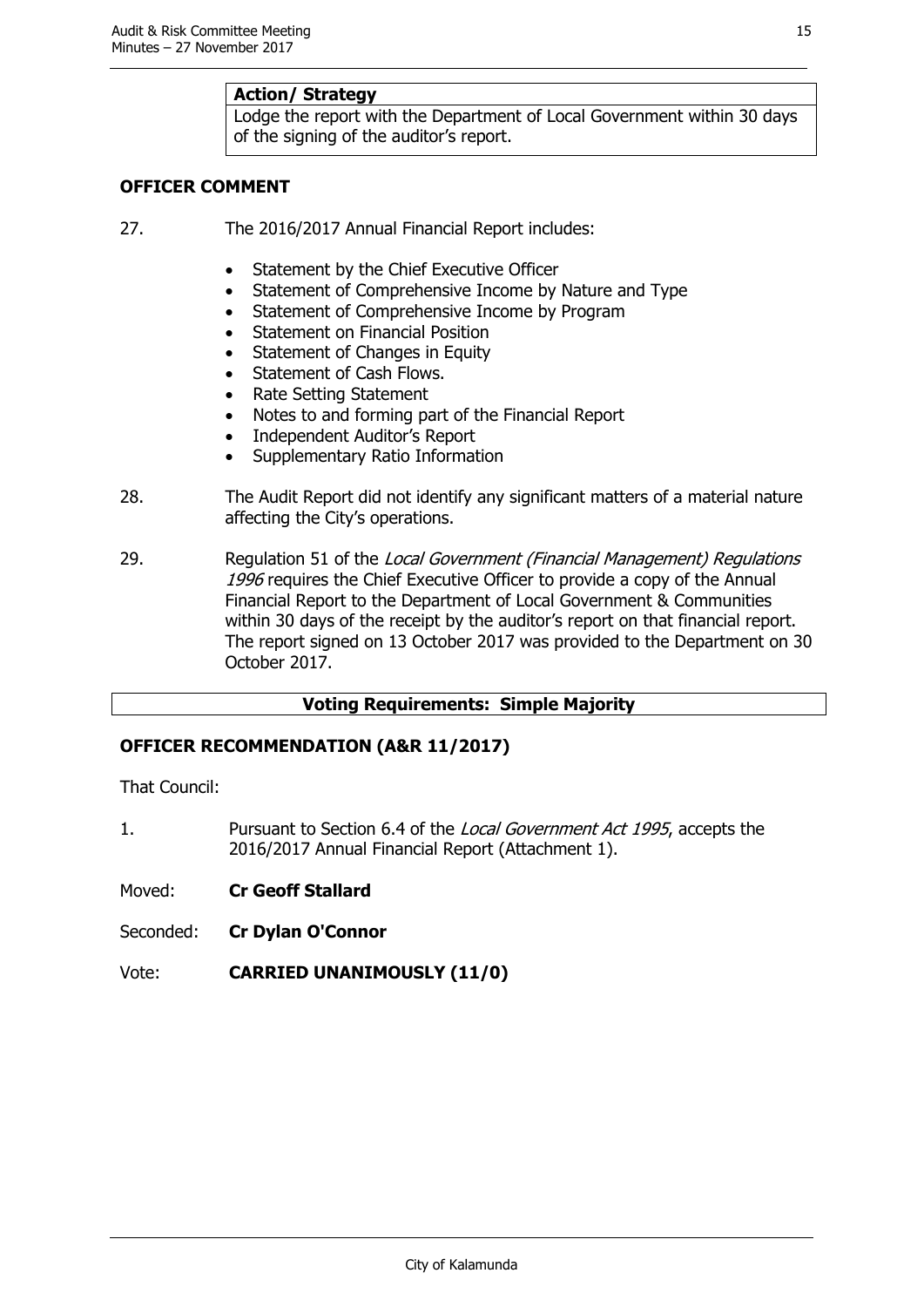| Action/ Strategy |
|---|
| Lodge the report with the Department of Local Government within 30 days of the signing of the auditor's report. |

**OFFICER COMMENT**

27. The 2016/2017 Annual Financial Report includes:

- Statement by the Chief Executive Officer
- Statement of Comprehensive Income by Nature and Type
- Statement of Comprehensive Income by Program
- Statement on Financial Position
- Statement of Changes in Equity
- Statement of Cash Flows.
- Rate Setting Statement
- Notes to and forming part of the Financial Report
- Independent Auditor's Report
- Supplementary Ratio Information

28. The Audit Report did not identify any significant matters of a material nature affecting the City's operations.

29. Regulation 51 of the *Local Government (Financial Management) Regulations 1996* requires the Chief Executive Officer to provide a copy of the Annual Financial Report to the Department of Local Government & Communities within 30 days of the receipt by the auditor's report on that financial report. The report signed on 13 October 2017 was provided to the Department on 30 October 2017.

**Voting Requirements: Simple Majority**

**OFFICER RECOMMENDATION (A&R 11/2017)**

That Council:

1. Pursuant to Section 6.4 of the *Local Government Act 1995*, accepts the 2016/2017 Annual Financial Report (Attachment 1).

Moved: **Cr Geoff Stallard**

Seconded: **Cr Dylan O'Connor**

Vote: **CARRIED UNANIMOUSLY (11/0)**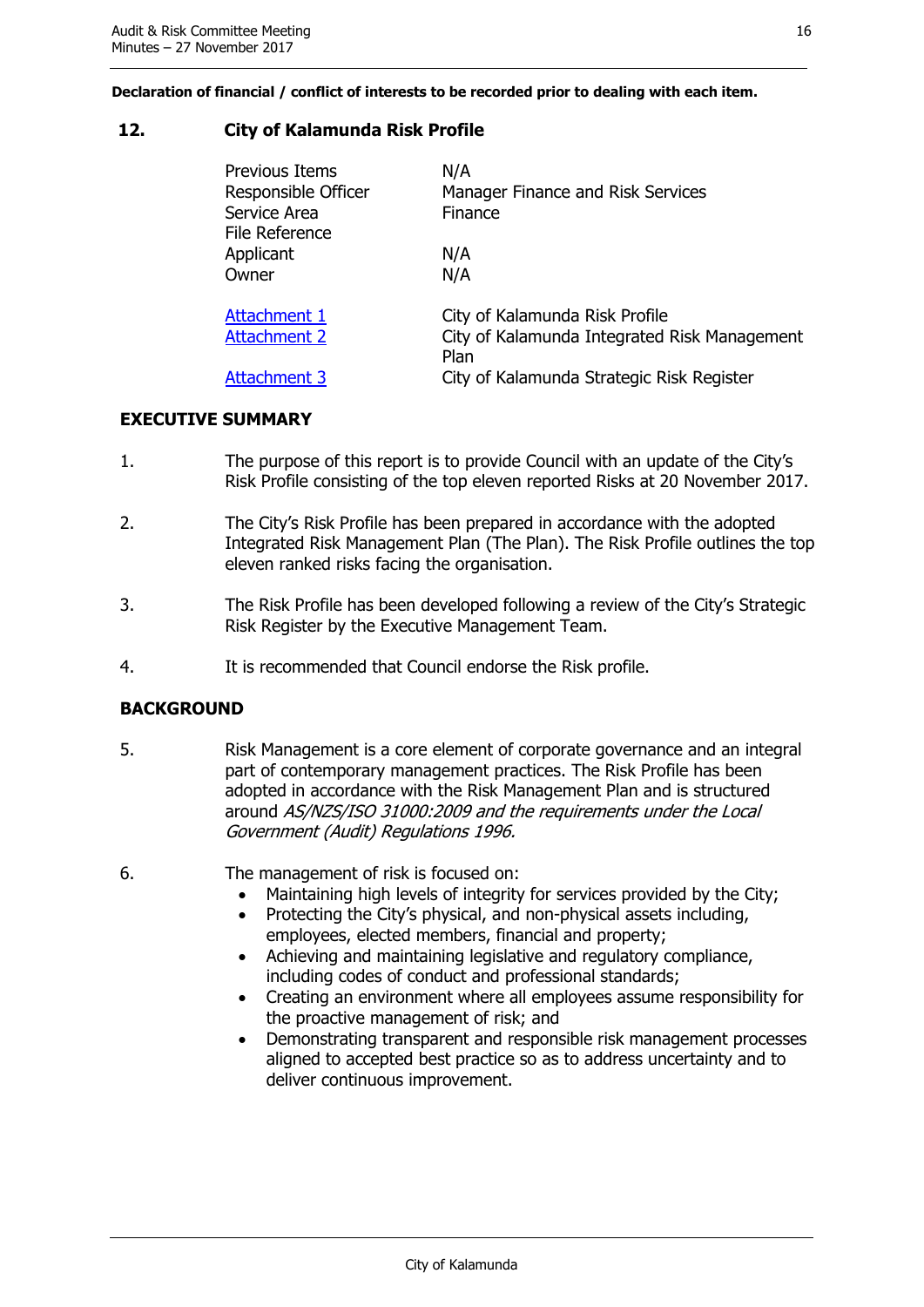**Declaration of financial / conflict of interests to be recorded prior to dealing with each item.**

## 12. City of Kalamunda Risk Profile

| | |
|---|---|
| Previous Items | N/A |
| Responsible Officer | Manager Finance and Risk Services |
| Service Area | Finance |
| File Reference | |
| Applicant | N/A |
| Owner | N/A |
| | |
| Attachment 1 | City of Kalamunda Risk Profile |
| Attachment 2 | City of Kalamunda Integrated Risk Management Plan |
| Attachment 3 | City of Kalamunda Strategic Risk Register |

### EXECUTIVE SUMMARY

1. The purpose of this report is to provide Council with an update of the City's Risk Profile consisting of the top eleven reported Risks at 20 November 2017.

2. The City's Risk Profile has been prepared in accordance with the adopted Integrated Risk Management Plan (The Plan). The Risk Profile outlines the top eleven ranked risks facing the organisation.

3. The Risk Profile has been developed following a review of the City's Strategic Risk Register by the Executive Management Team.

4. It is recommended that Council endorse the Risk profile.

### BACKGROUND

5. Risk Management is a core element of corporate governance and an integral part of contemporary management practices. The Risk Profile has been adopted in accordance with the Risk Management Plan and is structured around *AS/NZS/ISO 31000:2009 and the requirements under the Local Government (Audit) Regulations 1996.*

6. The management of risk is focused on:
   - Maintaining high levels of integrity for services provided by the City;
   - Protecting the City's physical, and non-physical assets including, employees, elected members, financial and property;
   - Achieving and maintaining legislative and regulatory compliance, including codes of conduct and professional standards;
   - Creating an environment where all employees assume responsibility for the proactive management of risk; and
   - Demonstrating transparent and responsible risk management processes aligned to accepted best practice so as to address uncertainty and to deliver continuous improvement.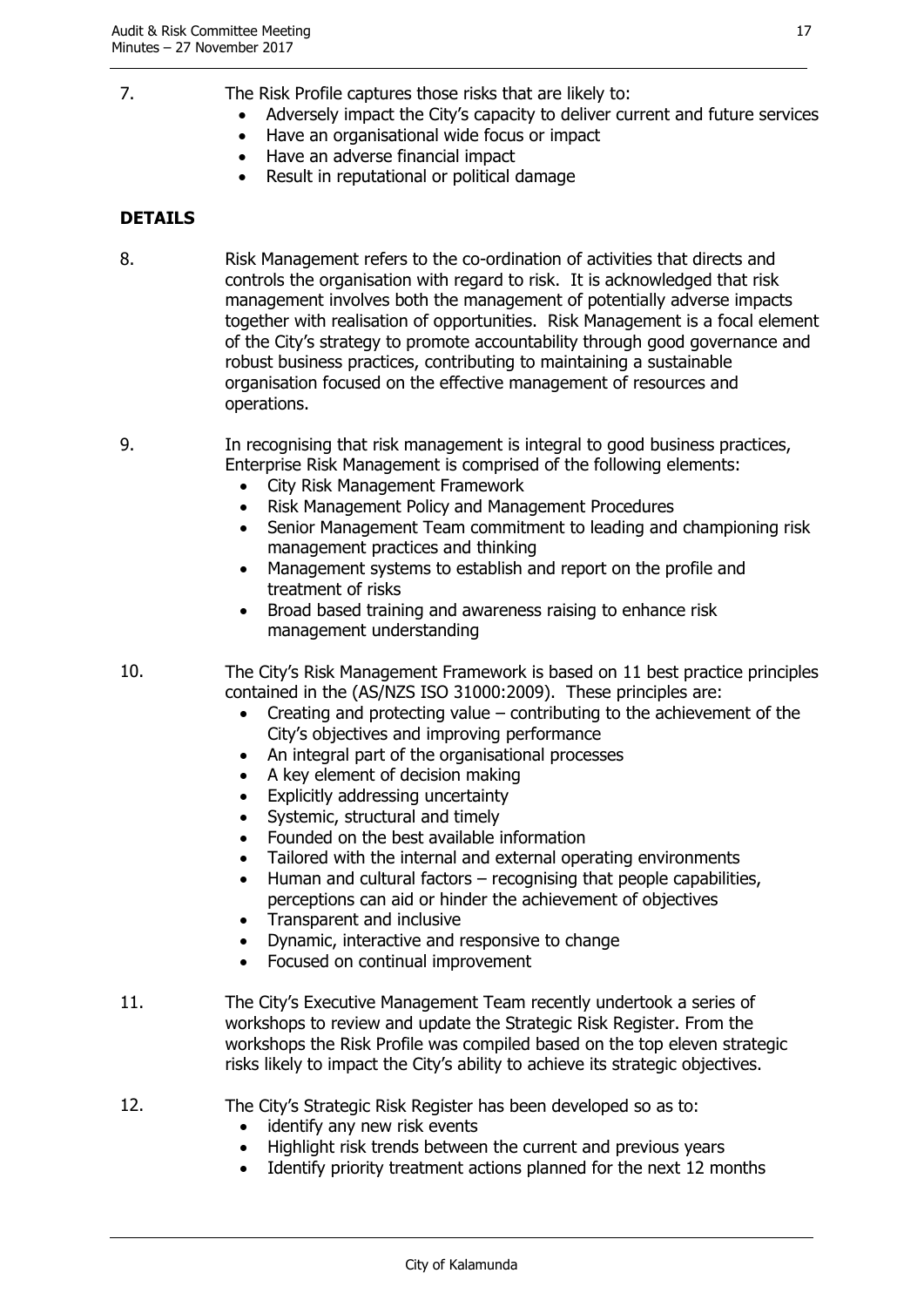7. The Risk Profile captures those risks that are likely to:
   - Adversely impact the City's capacity to deliver current and future services
   - Have an organisational wide focus or impact
   - Have an adverse financial impact
   - Result in reputational or political damage

**DETAILS**

8. Risk Management refers to the co-ordination of activities that directs and controls the organisation with regard to risk. It is acknowledged that risk management involves both the management of potentially adverse impacts together with realisation of opportunities. Risk Management is a focal element of the City's strategy to promote accountability through good governance and robust business practices, contributing to maintaining a sustainable organisation focused on the effective management of resources and operations.

9. In recognising that risk management is integral to good business practices, Enterprise Risk Management is comprised of the following elements:
   - City Risk Management Framework
   - Risk Management Policy and Management Procedures
   - Senior Management Team commitment to leading and championing risk management practices and thinking
   - Management systems to establish and report on the profile and treatment of risks
   - Broad based training and awareness raising to enhance risk management understanding

10. The City's Risk Management Framework is based on 11 best practice principles contained in the (AS/NZS ISO 31000:2009). These principles are:
    - Creating and protecting value – contributing to the achievement of the City's objectives and improving performance
    - An integral part of the organisational processes
    - A key element of decision making
    - Explicitly addressing uncertainty
    - Systemic, structural and timely
    - Founded on the best available information
    - Tailored with the internal and external operating environments
    - Human and cultural factors – recognising that people capabilities, perceptions can aid or hinder the achievement of objectives
    - Transparent and inclusive
    - Dynamic, interactive and responsive to change
    - Focused on continual improvement

11. The City's Executive Management Team recently undertook a series of workshops to review and update the Strategic Risk Register. From the workshops the Risk Profile was compiled based on the top eleven strategic risks likely to impact the City's ability to achieve its strategic objectives.

12. The City's Strategic Risk Register has been developed so as to:
    - identify any new risk events
    - Highlight risk trends between the current and previous years
    - Identify priority treatment actions planned for the next 12 months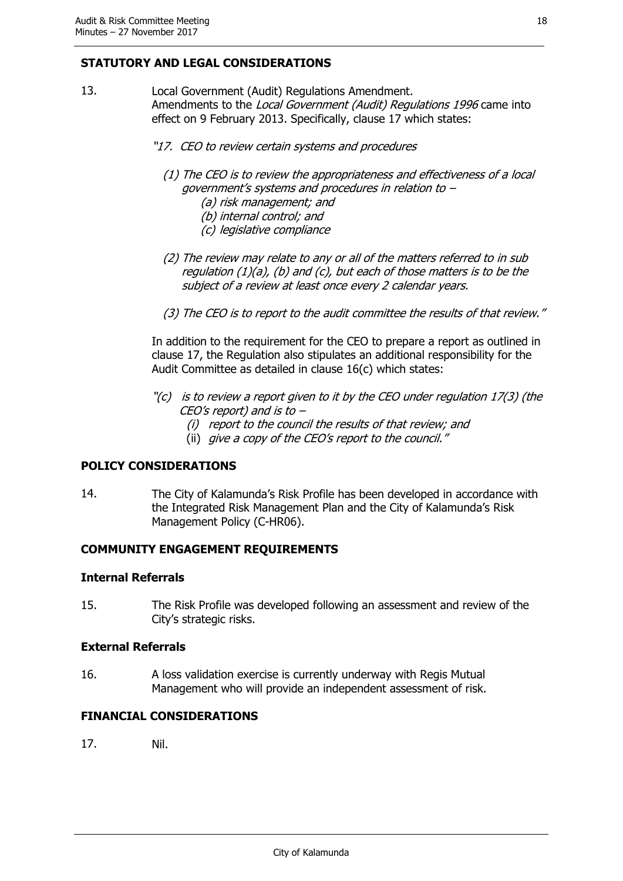## STATUTORY AND LEGAL CONSIDERATIONS

13. Local Government (Audit) Regulations Amendment. Amendments to the *Local Government (Audit) Regulations 1996* came into effect on 9 February 2013. Specifically, clause 17 which states:

*"17. CEO to review certain systems and procedures*

*(1) The CEO is to review the appropriateness and effectiveness of a local government's systems and procedures in relation to –*
*(a) risk management; and*
*(b) internal control; and*
*(c) legislative compliance*

*(2) The review may relate to any or all of the matters referred to in sub regulation (1)(a), (b) and (c), but each of those matters is to be the subject of a review at least once every 2 calendar years.*

*(3) The CEO is to report to the audit committee the results of that review."*

In addition to the requirement for the CEO to prepare a report as outlined in clause 17, the Regulation also stipulates an additional responsibility for the Audit Committee as detailed in clause 16(c) which states:

*"(c) is to review a report given to it by the CEO under regulation 17(3) (the CEO's report) and is to –*
*(i) report to the council the results of that review; and*
(ii) *give a copy of the CEO's report to the council."*

## POLICY CONSIDERATIONS

14. The City of Kalamunda's Risk Profile has been developed in accordance with the Integrated Risk Management Plan and the City of Kalamunda's Risk Management Policy (C-HR06).

## COMMUNITY ENGAGEMENT REQUIREMENTS

### Internal Referrals

15. The Risk Profile was developed following an assessment and review of the City's strategic risks.

### External Referrals

16. A loss validation exercise is currently underway with Regis Mutual Management who will provide an independent assessment of risk.

## FINANCIAL CONSIDERATIONS

17. Nil.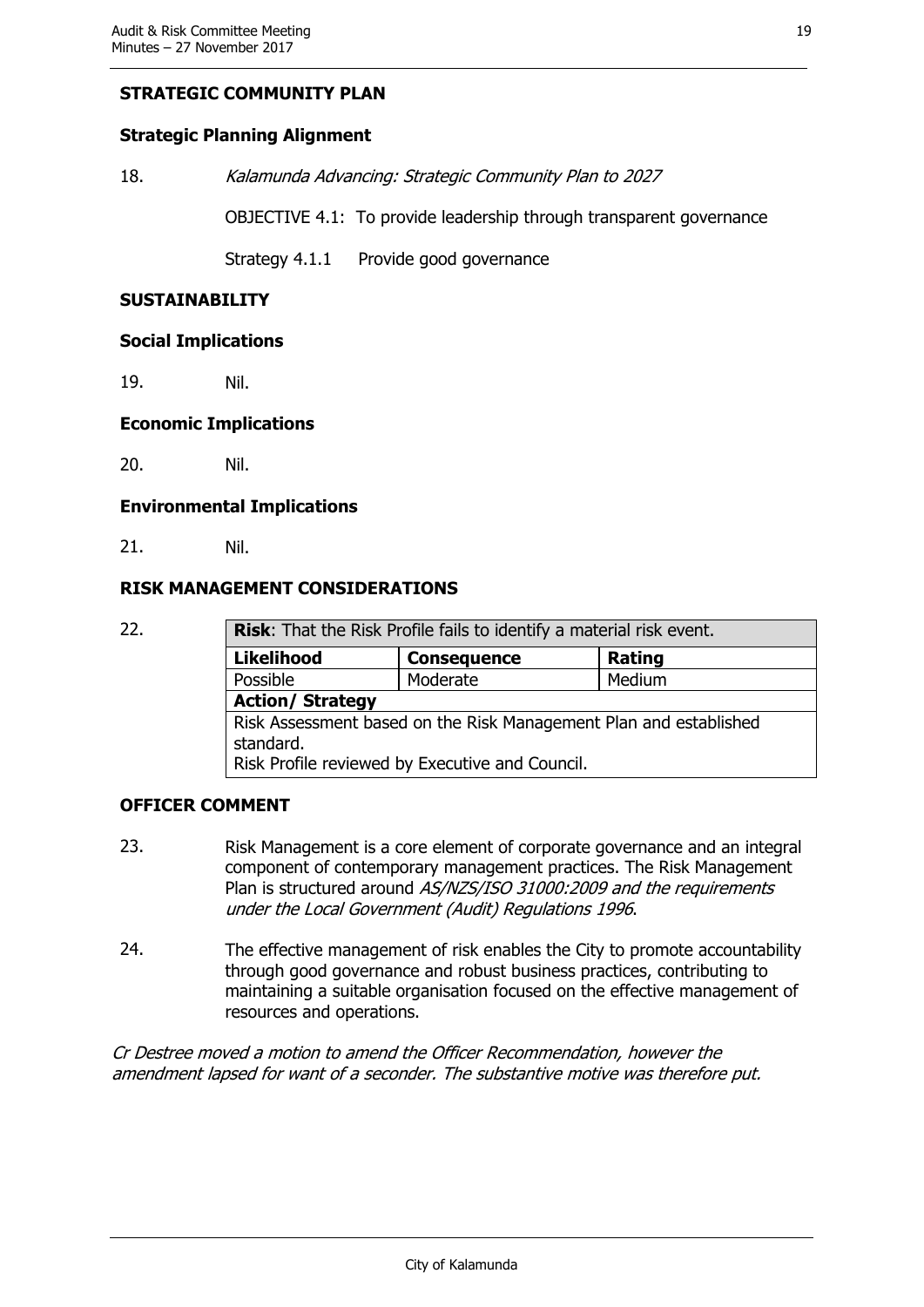### STRATEGIC COMMUNITY PLAN

#### Strategic Planning Alignment

18. *Kalamunda Advancing: Strategic Community Plan to 2027*

    OBJECTIVE 4.1: To provide leadership through transparent governance

    Strategy 4.1.1 Provide good governance

### SUSTAINABILITY

#### Social Implications

19. Nil.

#### Economic Implications

20. Nil.

#### Environmental Implications

21. Nil.

### RISK MANAGEMENT CONSIDERATIONS

22.

| **Risk**: That the Risk Profile fails to identify a material risk event. | | |
|---|---|---|
| **Likelihood** | **Consequence** | **Rating** |
| Possible | Moderate | Medium |
| **Action/ Strategy** | | |
| Risk Assessment based on the Risk Management Plan and established standard.<br>Risk Profile reviewed by Executive and Council. | | |

### OFFICER COMMENT

23. Risk Management is a core element of corporate governance and an integral component of contemporary management practices. The Risk Management Plan is structured around *AS/NZS/ISO 31000:2009 and the requirements under the Local Government (Audit) Regulations 1996*.

24. The effective management of risk enables the City to promote accountability through good governance and robust business practices, contributing to maintaining a suitable organisation focused on the effective management of resources and operations.

*Cr Destree moved a motion to amend the Officer Recommendation, however the amendment lapsed for want of a seconder. The substantive motive was therefore put.*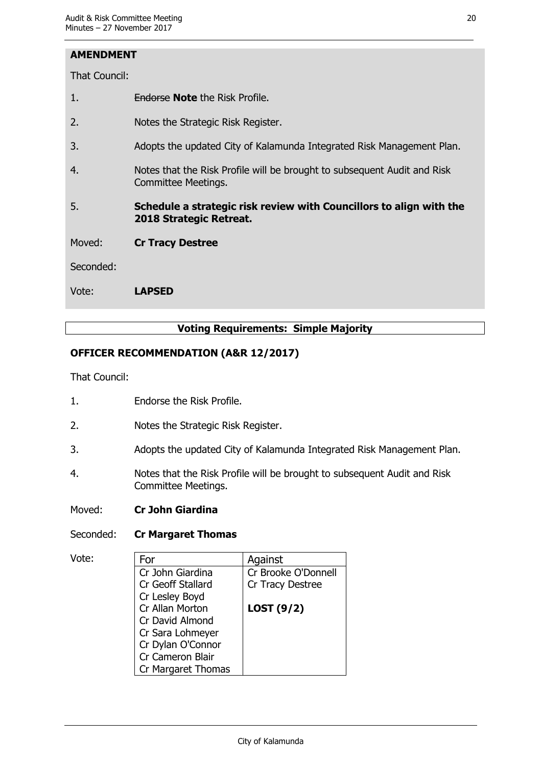**AMENDMENT**

That Council:

1. ~~Endorse~~ **Note** the Risk Profile.
2. Notes the Strategic Risk Register.
3. Adopts the updated City of Kalamunda Integrated Risk Management Plan.
4. Notes that the Risk Profile will be brought to subsequent Audit and Risk Committee Meetings.
5. **Schedule a strategic risk review with Councillors to align with the 2018 Strategic Retreat.**

Moved: **Cr Tracy Destree**

Seconded:

Vote: **LAPSED**

**Voting Requirements: Simple Majority**

**OFFICER RECOMMENDATION (A&R 12/2017)**

That Council:

1. Endorse the Risk Profile.
2. Notes the Strategic Risk Register.
3. Adopts the updated City of Kalamunda Integrated Risk Management Plan.
4. Notes that the Risk Profile will be brought to subsequent Audit and Risk Committee Meetings.

Moved: **Cr John Giardina**

Seconded: **Cr Margaret Thomas**

Vote:

| For | Against |
| --- | --- |
| Cr John Giardina | Cr Brooke O'Donnell |
| Cr Geoff Stallard | Cr Tracy Destree |
| Cr Lesley Boyd | |
| Cr Allan Morton | **LOST (9/2)** |
| Cr David Almond | |
| Cr Sara Lohmeyer | |
| Cr Dylan O'Connor | |
| Cr Cameron Blair | |
| Cr Margaret Thomas | |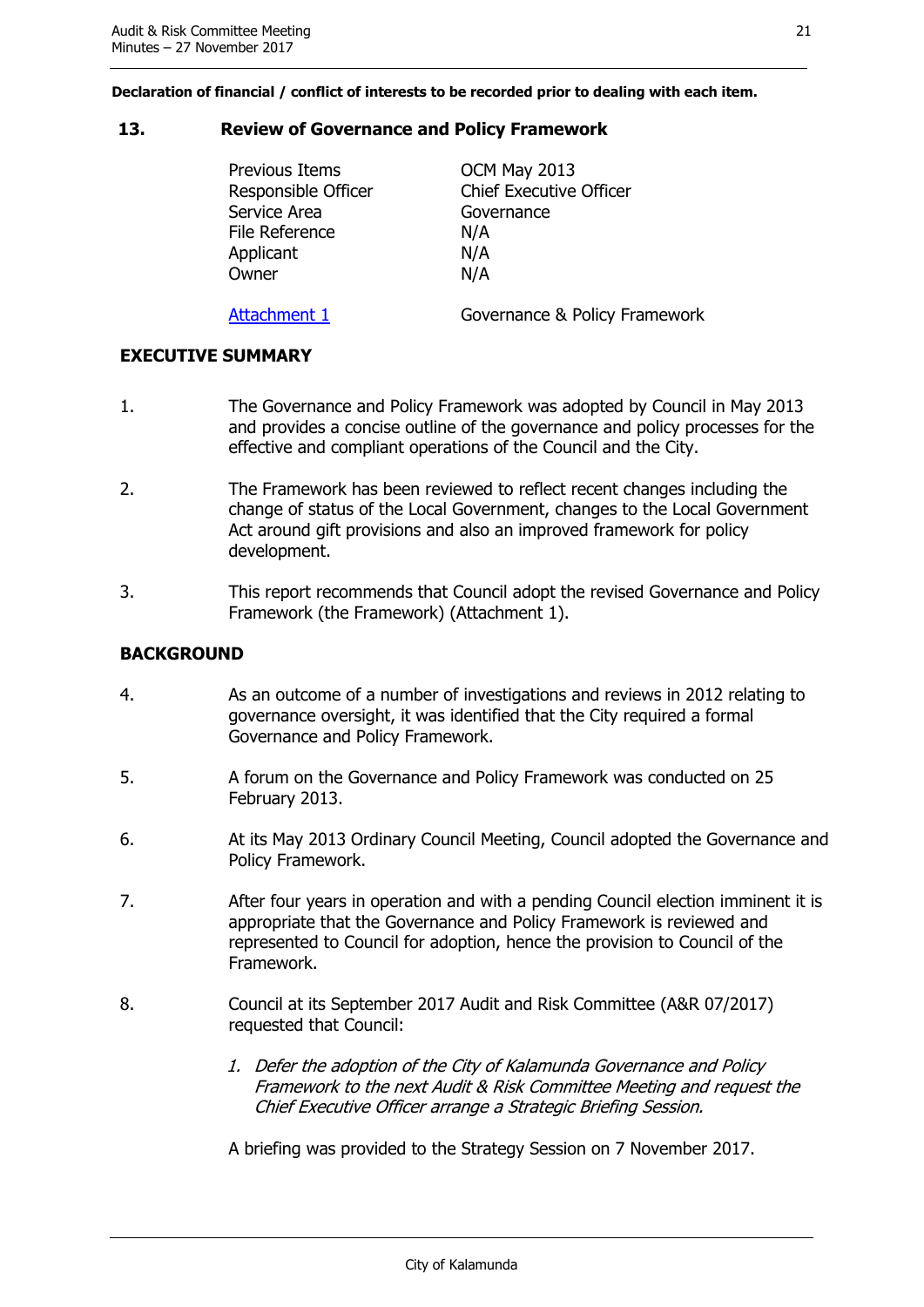**Declaration of financial / conflict of interests to be recorded prior to dealing with each item.**

## 13. Review of Governance and Policy Framework

| | |
|---|---|
| Previous Items | OCM May 2013 |
| Responsible Officer | Chief Executive Officer |
| Service Area | Governance |
| File Reference | N/A |
| Applicant | N/A |
| Owner | N/A |
| Attachment 1 | Governance & Policy Framework |

### EXECUTIVE SUMMARY

1. The Governance and Policy Framework was adopted by Council in May 2013 and provides a concise outline of the governance and policy processes for the effective and compliant operations of the Council and the City.

2. The Framework has been reviewed to reflect recent changes including the change of status of the Local Government, changes to the Local Government Act around gift provisions and also an improved framework for policy development.

3. This report recommends that Council adopt the revised Governance and Policy Framework (the Framework) (Attachment 1).

### BACKGROUND

4. As an outcome of a number of investigations and reviews in 2012 relating to governance oversight, it was identified that the City required a formal Governance and Policy Framework.

5. A forum on the Governance and Policy Framework was conducted on 25 February 2013.

6. At its May 2013 Ordinary Council Meeting, Council adopted the Governance and Policy Framework.

7. After four years in operation and with a pending Council election imminent it is appropriate that the Governance and Policy Framework is reviewed and represented to Council for adoption, hence the provision to Council of the Framework.

8. Council at its September 2017 Audit and Risk Committee (A&R 07/2017) requested that Council:

   1. *Defer the adoption of the City of Kalamunda Governance and Policy Framework to the next Audit & Risk Committee Meeting and request the Chief Executive Officer arrange a Strategic Briefing Session.*

   A briefing was provided to the Strategy Session on 7 November 2017.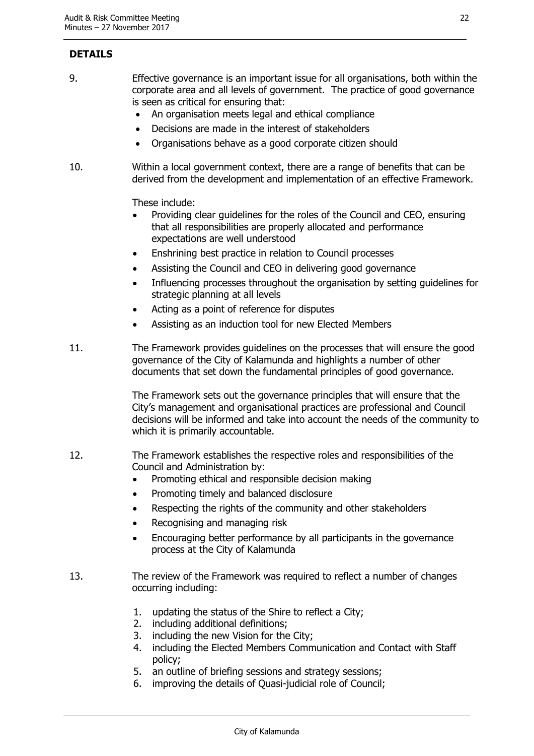## DETAILS

9. Effective governance is an important issue for all organisations, both within the corporate area and all levels of government. The practice of good governance is seen as critical for ensuring that:
   - An organisation meets legal and ethical compliance
   - Decisions are made in the interest of stakeholders
   - Organisations behave as a good corporate citizen should

10. Within a local government context, there are a range of benefits that can be derived from the development and implementation of an effective Framework.

    These include:
    - Providing clear guidelines for the roles of the Council and CEO, ensuring that all responsibilities are properly allocated and performance expectations are well understood
    - Enshrining best practice in relation to Council processes
    - Assisting the Council and CEO in delivering good governance
    - Influencing processes throughout the organisation by setting guidelines for strategic planning at all levels
    - Acting as a point of reference for disputes
    - Assisting as an induction tool for new Elected Members

11. The Framework provides guidelines on the processes that will ensure the good governance of the City of Kalamunda and highlights a number of other documents that set down the fundamental principles of good governance.

    The Framework sets out the governance principles that will ensure that the City's management and organisational practices are professional and Council decisions will be informed and take into account the needs of the community to which it is primarily accountable.

12. The Framework establishes the respective roles and responsibilities of the Council and Administration by:
    - Promoting ethical and responsible decision making
    - Promoting timely and balanced disclosure
    - Respecting the rights of the community and other stakeholders
    - Recognising and managing risk
    - Encouraging better performance by all participants in the governance process at the City of Kalamunda

13. The review of the Framework was required to reflect a number of changes occurring including:

    1. updating the status of the Shire to reflect a City;
    2. including additional definitions;
    3. including the new Vision for the City;
    4. including the Elected Members Communication and Contact with Staff policy;
    5. an outline of briefing sessions and strategy sessions;
    6. improving the details of Quasi-judicial role of Council;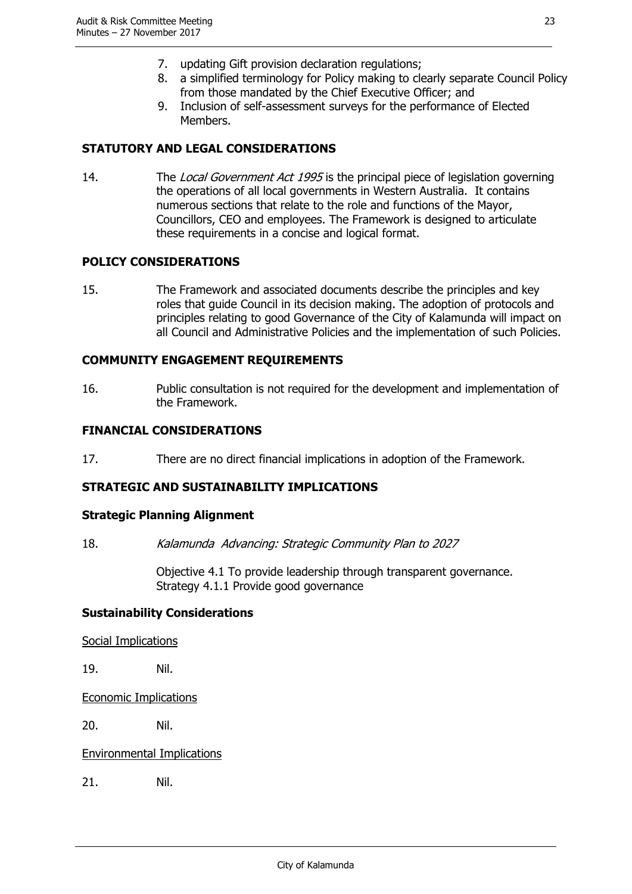7. updating Gift provision declaration regulations;
8. a simplified terminology for Policy making to clearly separate Council Policy from those mandated by the Chief Executive Officer; and
9. Inclusion of self-assessment surveys for the performance of Elected Members.

## STATUTORY AND LEGAL CONSIDERATIONS

14. The *Local Government Act 1995* is the principal piece of legislation governing the operations of all local governments in Western Australia. It contains numerous sections that relate to the role and functions of the Mayor, Councillors, CEO and employees. The Framework is designed to articulate these requirements in a concise and logical format.

## POLICY CONSIDERATIONS

15. The Framework and associated documents describe the principles and key roles that guide Council in its decision making. The adoption of protocols and principles relating to good Governance of the City of Kalamunda will impact on all Council and Administrative Policies and the implementation of such Policies.

## COMMUNITY ENGAGEMENT REQUIREMENTS

16. Public consultation is not required for the development and implementation of the Framework.

## FINANCIAL CONSIDERATIONS

17. There are no direct financial implications in adoption of the Framework.

## STRATEGIC AND SUSTAINABILITY IMPLICATIONS

### Strategic Planning Alignment

18. *Kalamunda Advancing: Strategic Community Plan to 2027*

    Objective 4.1 To provide leadership through transparent governance.
    Strategy 4.1.1 Provide good governance

### Sustainability Considerations

<u>Social Implications</u>

19. Nil.

<u>Economic Implications</u>

20. Nil.

<u>Environmental Implications</u>

21. Nil.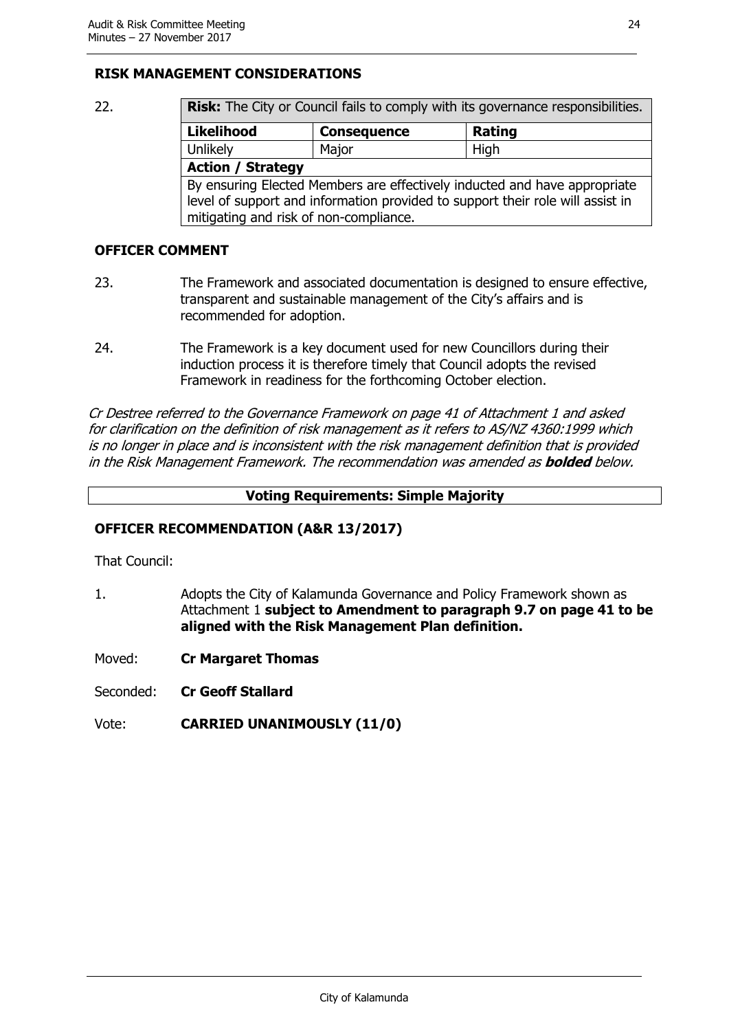## RISK MANAGEMENT CONSIDERATIONS

22.

| **Risk:** The City or Council fails to comply with its governance responsibilities. | | |
|---|---|---|
| **Likelihood** | **Consequence** | **Rating** |
| Unlikely | Major | High |
| **Action / Strategy** | | |
| By ensuring Elected Members are effectively inducted and have appropriate level of support and information provided to support their role will assist in mitigating and risk of non-compliance. | | |

## OFFICER COMMENT

23. The Framework and associated documentation is designed to ensure effective, transparent and sustainable management of the City's affairs and is recommended for adoption.

24. The Framework is a key document used for new Councillors during their induction process it is therefore timely that Council adopts the revised Framework in readiness for the forthcoming October election.

*Cr Destree referred to the Governance Framework on page 41 of Attachment 1 and asked for clarification on the definition of risk management as it refers to AS/NZ 4360:1999 which is no longer in place and is inconsistent with the risk management definition that is provided in the Risk Management Framework. The recommendation was amended as* ***bolded*** *below.*

**Voting Requirements: Simple Majority**

## OFFICER RECOMMENDATION (A&R 13/2017)

That Council:

1. Adopts the City of Kalamunda Governance and Policy Framework shown as Attachment 1 **subject to Amendment to paragraph 9.7 on page 41 to be aligned with the Risk Management Plan definition.**

Moved: **Cr Margaret Thomas**

Seconded: **Cr Geoff Stallard**

Vote: **CARRIED UNANIMOUSLY (11/0)**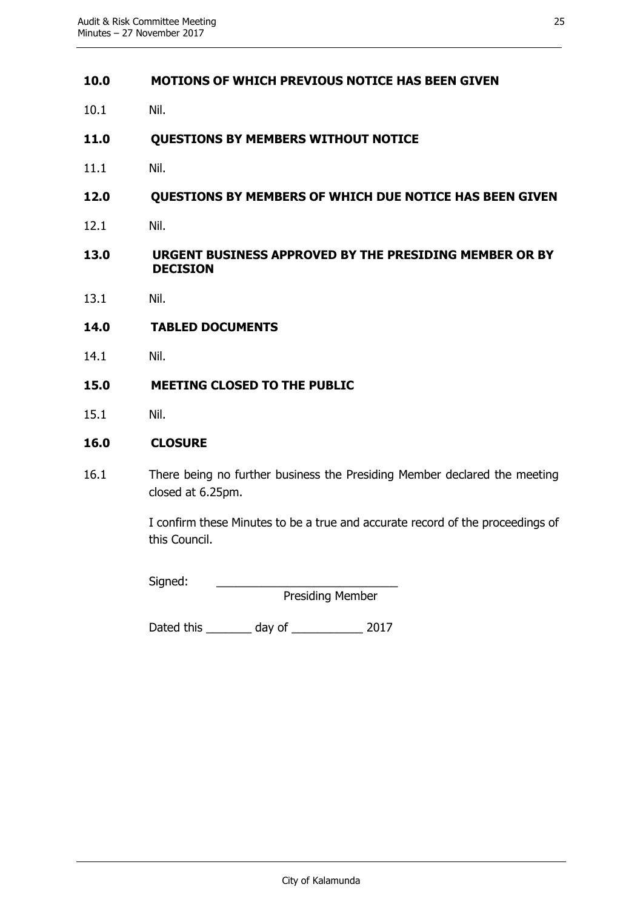## 10.0 MOTIONS OF WHICH PREVIOUS NOTICE HAS BEEN GIVEN

10.1 Nil.

## 11.0 QUESTIONS BY MEMBERS WITHOUT NOTICE

11.1 Nil.

## 12.0 QUESTIONS BY MEMBERS OF WHICH DUE NOTICE HAS BEEN GIVEN

12.1 Nil.

## 13.0 URGENT BUSINESS APPROVED BY THE PRESIDING MEMBER OR BY DECISION

13.1 Nil.

## 14.0 TABLED DOCUMENTS

14.1 Nil.

## 15.0 MEETING CLOSED TO THE PUBLIC

15.1 Nil.

## 16.0 CLOSURE

16.1 There being no further business the Presiding Member declared the meeting closed at 6.25pm.

I confirm these Minutes to be a true and accurate record of the proceedings of this Council.

Signed: ____________________________
Presiding Member

Dated this _______ day of ___________ 2017